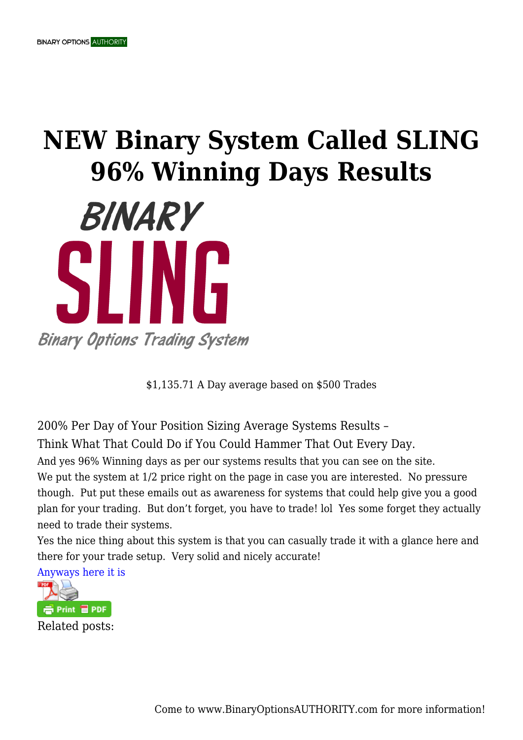# NEW Binary System Called SLING 96% Winning Days Results

BINARY

SLING

Binary Options Trading System

$1,135.71 A Day average based on $500 Trades

200% Per Day of Your Position Sizing Average Systems Results –

Think What That Could Do if You Could Hammer That Out Every Day.

And yes 96% Winning days as per our systems results that you can see on the site.

We put the system at 1/2 price right on the page in case you are interested. No pressure though. Put put these emails out as awareness for systems that could help give you a good plan for your trading. But don't forget, you have to trade! lol Yes some forget they actually need to trade their systems.

Yes the nice thing about this system is that you can casually trade it with a glance here and there for your trade setup. Very solid and nicely accurate!

Anyways here it is

Print PDF

Related posts:

Come to www.BinaryOptionsAUTHORITY.com for more information!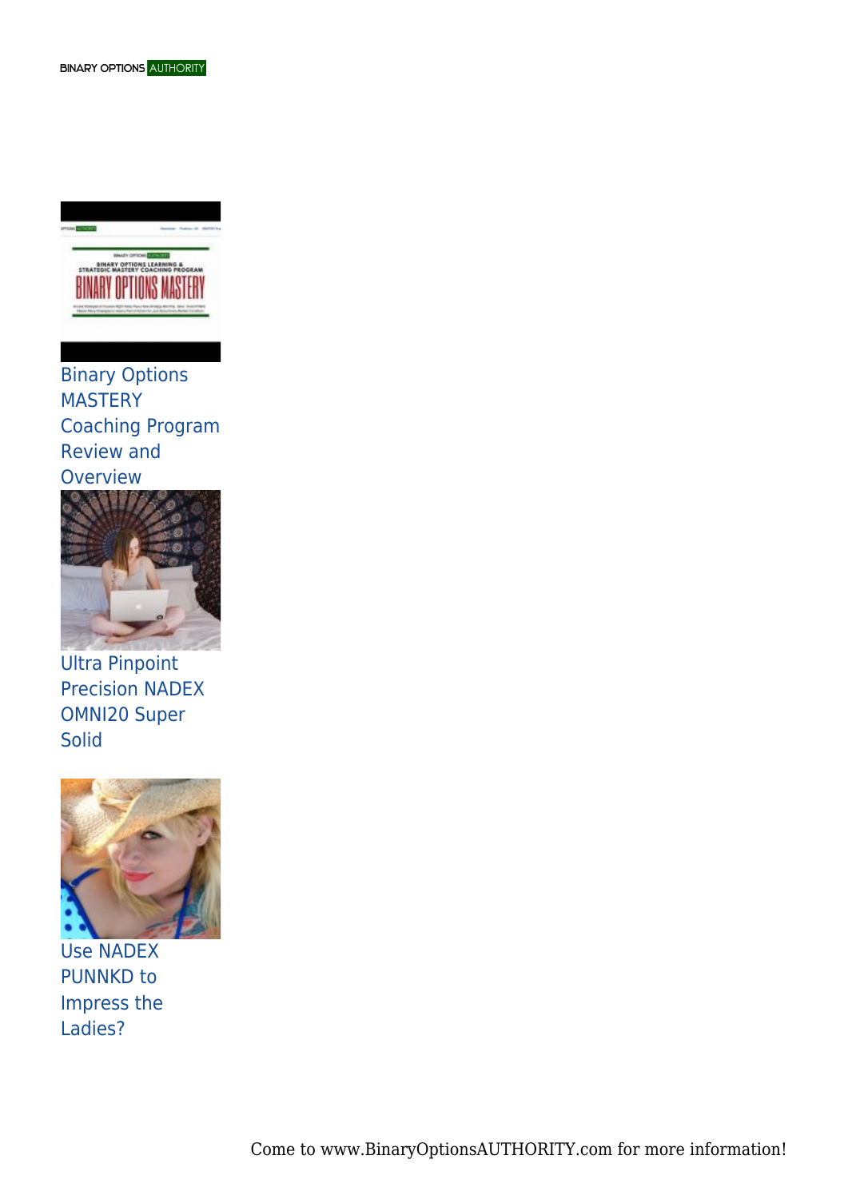Binary Options MASTERY Coaching Program Review and Overview

Ultra Pinpoint Precision NADEX OMNI20 Super Solid

Use NADEX PUNNKD to Impress the Ladies?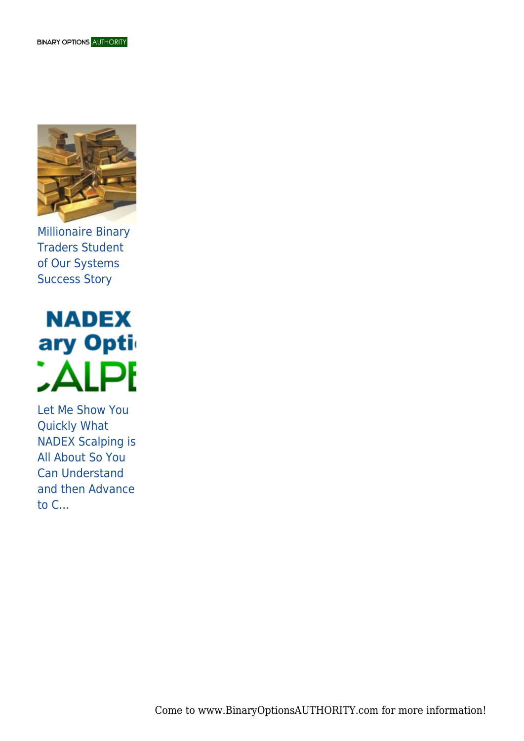Millionaire Binary Traders Student of Our Systems Success Story

Let Me Show You Quickly What NADEX Scalping is All About So You Can Understand and then Advance to C...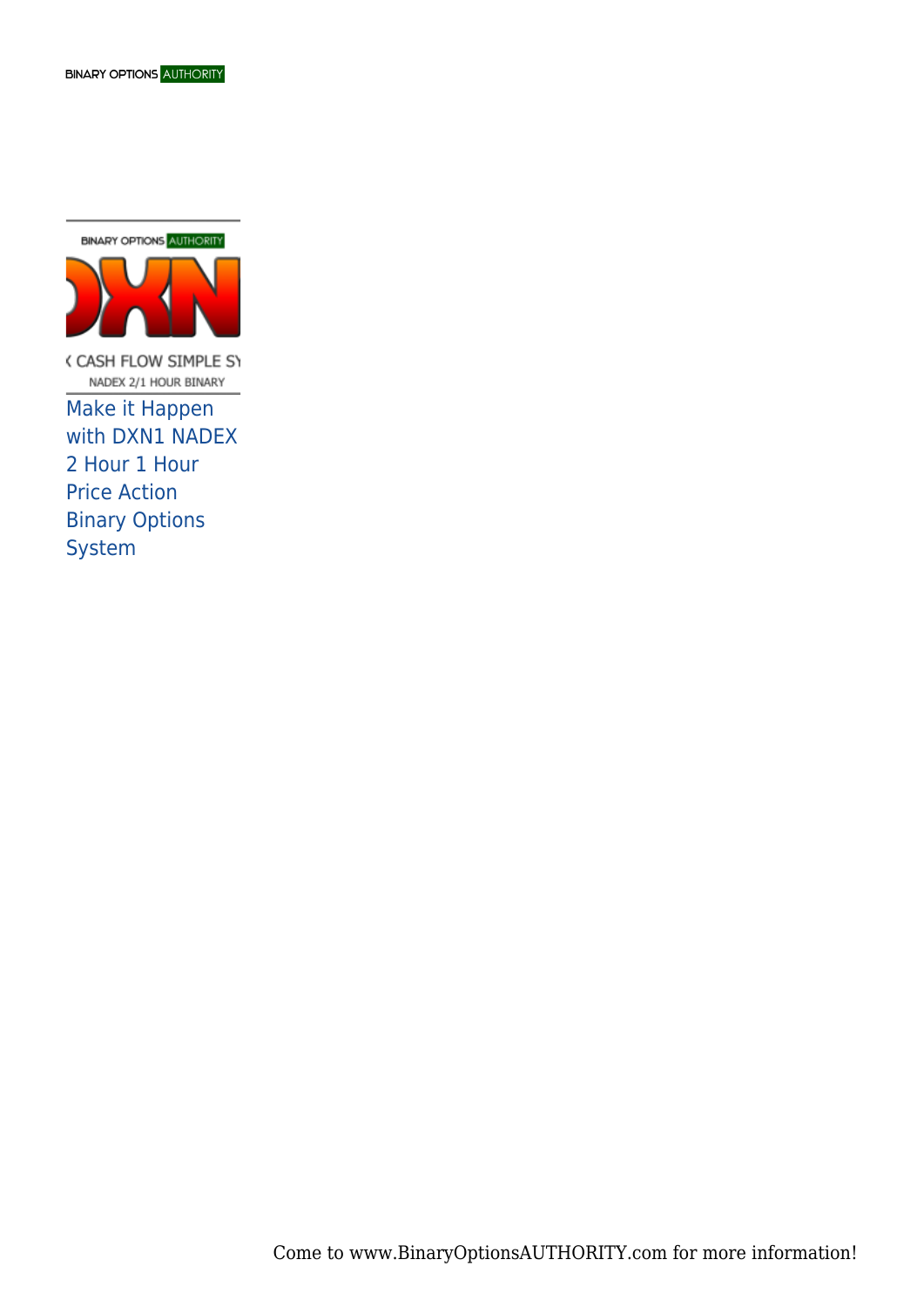Make it Happen with DXN1 NADEX 2 Hour 1 Hour Price Action Binary Options System